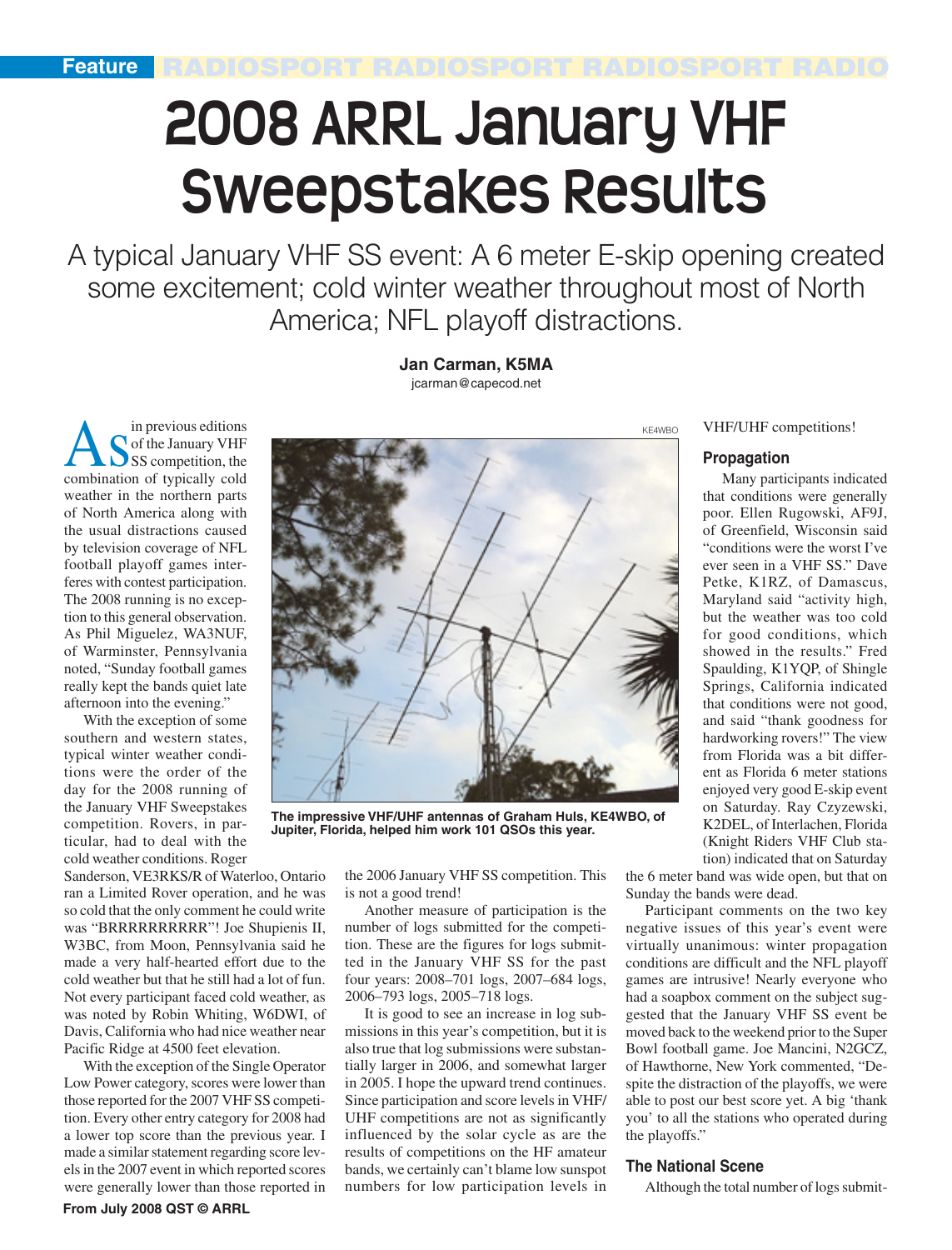# 2008 ARRL January VHF Sweepstakes Results

A typical January VHF SS event: A 6 meter E-skip opening created some excitement; cold winter weather throughout most of North America; NFL playoff distractions.

**Jan Carman, K5MA**
jcarman@capecod.net

As in previous editions of the January VHF SS competition, the combination of typically cold weather in the northern parts of North America along with the usual distractions caused by television coverage of NFL football playoff games interferes with contest participation. The 2008 running is no exception to this general observation. As Phil Miguelez, WA3NUF, of Warminster, Pennsylvania noted, "Sunday football games really kept the bands quiet late afternoon into the evening."

With the exception of some southern and western states, typical winter weather conditions were the order of the day for the 2008 running of the January VHF Sweepstakes competition. Rovers, in particular, had to deal with the cold weather conditions. Roger Sanderson, VE3RKS/R of Waterloo, Ontario ran a Limited Rover operation, and he was so cold that the only comment he could write was "BRRRRRRRRRR"! Joe Shupienis II, W3BC, from Moon, Pennsylvania said he made a very half-hearted effort due to the cold weather but that he still had a lot of fun. Not every participant faced cold weather, as was noted by Robin Whiting, W6DWI, of Davis, California who had nice weather near Pacific Ridge at 4500 feet elevation.

With the exception of the Single Operator Low Power category, scores were lower than those reported for the 2007 VHF SS competition. Every other entry category for 2008 had a lower top score than the previous year. I made a similar statement regarding score levels in the 2007 event in which reported scores were generally lower than those reported in the 2006 January VHF SS competition. This is not a good trend!

KE4WBO

The impressive VHF/UHF antennas of Graham Huls, KE4WBO, of Jupiter, Florida, helped him work 101 QSOs this year.

Another measure of participation is the number of logs submitted for the competition. These are the figures for logs submitted in the January VHF SS for the past four years: 2008–701 logs, 2007–684 logs, 2006–793 logs, 2005–718 logs.

It is good to see an increase in log submissions in this year's competition, but it is also true that log submissions were substantially larger in 2006, and somewhat larger in 2005. I hope the upward trend continues. Since participation and score levels in VHF/UHF competitions are not as significantly influenced by the solar cycle as are the results of competitions on the HF amateur bands, we certainly can't blame low sunspot numbers for low participation levels in VHF/UHF competitions!

## Propagation

Many participants indicated that conditions were generally poor. Ellen Rugowski, AF9J, of Greenfield, Wisconsin said "conditions were the worst I've ever seen in a VHF SS." Dave Petke, K1RZ, of Damascus, Maryland said "activity high, but the weather was too cold for good conditions, which showed in the results." Fred Spaulding, K1YQP, of Shingle Springs, California indicated that conditions were not good, and said "thank goodness for hardworking rovers!" The view from Florida was a bit different as Florida 6 meter stations enjoyed very good E-skip event on Saturday. Ray Czyzewski, K2DEL, of Interlachen, Florida (Knight Riders VHF Club station) indicated that on Saturday the 6 meter band was wide open, but that on Sunday the bands were dead.

Participant comments on the two key negative issues of this year's event were virtually unanimous: winter propagation conditions are difficult and the NFL playoff games are intrusive! Nearly everyone who had a soapbox comment on the subject suggested that the January VHF SS event be moved back to the weekend prior to the Super Bowl football game. Joe Mancini, N2GCZ, of Hawthorne, New York commented, "Despite the distraction of the playoffs, we were able to post our best score yet. A big 'thank you' to all the stations who operated during the playoffs."

## The National Scene

Although the total number of logs submit-

From July 2008 QST © ARRL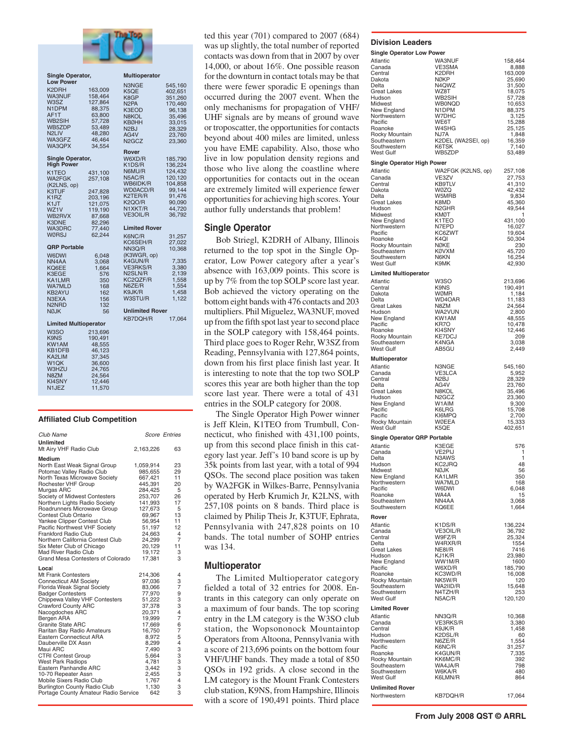## The Top 10

| Single Operator, Low Power | |
|---|---|
| K2DRH | 163,009 |
| WA3NUF | 158,464 |
| W3SZ | 127,864 |
| N1DPM | 88,375 |
| AF1T | 63,800 |
| WB2SIH | 57,728 |
| WB5ZDP | 53,489 |
| N2LIV | 48,280 |
| WA3GFZ | 46,464 |
| WA3QPX | 34,554 |

| Single Operator, High Power | |
|---|---|
| K1TEO | 431,100 |
| WA2FGK (K2LNS, op) | 257,108 |
| K3TUF | 247,828 |
| K1RZ | 203,196 |
| K1JT | 121,075 |
| WZ1V | 119,190 |
| WB2RVX | 87,668 |
| K3DNE | 82,296 |
| WA3DRC | 77,440 |
| WØRSJ | 62,244 |

| QRP Portable | |
|---|---|
| W6DWI | 6,048 |
| NN4AA | 3,068 |
| KQ6EE | 1,664 |
| K3EGE | 576 |
| KA1LMR | 350 |
| WA7MLD | 168 |
| KB2AYU | 162 |
| N3EXA | 156 |
| N2NRD | 132 |
| NØJK | 56 |

| Limited Multioperator | |
|---|---|
| W3SO | 213,696 |
| K9NS | 190,491 |
| KW1AM | 48,555 |
| KB1DFB | 46,123 |
| KA2LIM | 37,345 |
| W1QK | 36,600 |
| W3HZU | 24,765 |
| N8ZM | 24,564 |
| KI4SNY | 12,446 |
| N1JEZ | 11,570 |

| Multioperator | |
|---|---|
| N3NGE | 545,160 |
| K5QE | 402,651 |
| K8GP | 351,260 |
| N2PA | 170,460 |
| K3EOD | 96,138 |
| N8KOL | 35,496 |
| KBØHH | 33,015 |
| N2BJ | 28,329 |
| AG4V | 23,760 |
| N2GCZ | 23,360 |

| Rover | |
|---|---|
| W6XD/R | 185,790 |
| K1DS/R | 136,224 |
| N6MU/R | 124,432 |
| N5AC/R | 120,120 |
| WB6IDK/R | 104,858 |
| WDØACD/R | 99,144 |
| K2TER/R | 91,476 |
| K2QO/R | 90,090 |
| N1XKT/R | 44,720 |
| VE3OIL/R | 36,792 |

| Limited Rover | |
|---|---|
| K6NC/R | 31,257 |
| KC6SEH/R | 27,022 |
| NN3Q/R (K3WGR, op) | 10,368 |
| K4GUN/R | 7,335 |
| VE3RKS/R | 3,380 |
| N2SLN/R | 2,139 |
| KC2QZF/R | 1,558 |
| N6ZE/R | 1,554 |
| K9JK/R | 1,458 |
| W3STU/R | 1,122 |

| Unlimited Rover | |
|---|---|
| KB7DQH/R | 17,064 |

## Affiliated Club Competition

| Club Name | Score | Entries |
|---|---|---|
| **Unlimited** | | |
| Mt Airy VHF Radio Club | 2,163,226 | 63 |
| **Medium** | | |
| North East Weak Signal Group | 1,059,914 | 23 |
| Potomac Valley Radio Club | 985,655 | 29 |
| North Texas Microwave Society | 667,421 | 11 |
| Rochester VHF Group | 445,391 | 20 |
| Murgas ARC | 284,425 | 5 |
| Society of Midwest Contesters | 253,707 | 26 |
| Northern Lights Radio Society | 141,993 | 17 |
| Roadrunners Microwave Group | 127,673 | 5 |
| Contest Club Ontario | 69,967 | 13 |
| Yankee Clipper Contest Club | 56,954 | 11 |
| Pacific Northwest VHF Society | 51,197 | 12 |
| Frankford Radio Club | 24,663 | 4 |
| Northern California Contest Club | 24,299 | 7 |
| Six Meter Club of Chicago | 20,129 | 11 |
| Mad River Radio Club | 19,172 | 3 |
| Grand Mesa Contesters of Colorado | 17,381 | 3 |
| **Local** | | |
| Mt Frank Contesters | 214,306 | 4 |
| Connecticut AM Society | 97,036 | 3 |
| Florida Weak Signal Society | 83,066 | 7 |
| Badger Contesters | 77,970 | 9 |
| Chippewa Valley VHF Contesters | 51,222 | 3 |
| Crawford County ARC | 37,378 | 3 |
| Nacogdoches ARC | 20,371 | 4 |
| Bergen ARA | 19,999 | 7 |
| Granite State ARC | 17,669 | 6 |
| Raritan Bay Radio Amateurs | 16,750 | 7 |
| Eastern Connecticut ARA | 8,972 | 5 |
| Dauberville DX Assn | 8,299 | 4 |
| Maui ARC | 7,490 | 3 |
| CTRI Contest Group | 5,664 | 3 |
| West Park Radiops | 4,781 | 3 |
| Eastern Panhandle ARC | 3,442 | 3 |
| 10-70 Repeater Assn | 2,455 | 3 |
| Mobile Sixers Radio Club | 1,767 | 4 |
| Burlington County Radio Club | 1,130 | 3 |
| Portage County Amateur Radio Service | 642 | 3 |

ted this year (701) compared to 2007 (684) was up slightly, the total number of reported contacts was down from that in 2007 by over 14,000, or about 16%. One possible reason for the downturn in contact totals may be that there were fewer sporadic E openings than occurred during the 2007 event. When the only mechanisms for propagation of VHF/UHF signals are by means of ground wave or troposcatter, the opportunities for contacts beyond about 400 miles are limited, unless you have EME capability. Also, those who live in low population density regions and those who live along the coastline where opportunities for contacts out in the ocean are extremely limited will experience fewer opportunities for achieving high scores. Your author fully understands that problem!

### Single Operator

Bob Striegl, K2DRH of Albany, Illinois returned to the top spot in the Single Operator, Low Power category after a year's absence with 163,009 points. This score is up by 7% from the top SOLP score last year. Bob achieved the victory operating on the bottom eight bands with 476 contacts and 203 multipliers. Phil Miguelez, WA3NUF, moved up from the fifth spot last year to second place in the SOLP category with 158,464 points. Third place goes to Roger Rehr, W3SZ from Reading, Pennsylvania with 127,864 points, down from his first place finish last year. It is interesting to note that the top two SOLP scores this year are both higher than the top score last year. There were a total of 431 entries in the SOLP category for 2008.

The Single Operator High Power winner is Jeff Klein, K1TEO from Trumbull, Connecticut, who finished with 431,100 points, up from this second place finish in this category last year. Jeff's 10 band score is up by 35k points from last year, with a total of 994 QSOs. The second place position was taken by WA2FGK in Wilkes-Barre, Pennsylvania operated by Herb Krumich Jr, K2LNS, with 257,108 points on 8 bands. Third place is claimed by Philip Theis Jr, K3TUF, Ephrata, Pennsylvania with 247,828 points on 10 bands. The total number of SOHP entries was 134.

### Multioperator

The Limited Multioperator category fielded a total of 32 entries for 2008. Entrants in this category can only operate on a maximum of four bands. The top scoring entry in the LM category is the W3SO club station, the Wopsononock Mountaintop Operators from Altoona, Pennsylvania with a score of 213,696 points on the bottom four VHF/UHF bands. They made a total of 850 QSOs in 192 grids. A close second in the LM category is the Mount Frank Contesters club station, K9NS, from Hampshire, Illinois with a score of 190,491 points. Third place

## Division Leaders

| Division | Call | Score |
|---|---|---|
| **Single Operator Low Power** | | |
| Atlantic | WA3NUF | 158,464 |
| Canada | VE3SMA | 8,888 |
| Central | K2DRH | 163,009 |
| Dakota | NØKP | 25,690 |
| Delta | N4QWZ | 31,500 |
| Great Lakes | WZ8T | 18,075 |
| Hudson | WB2SIH | 57,728 |
| Midwest | WB0NQD | 10,653 |
| New England | N1DPM | 88,375 |
| Northwestern | W7DHC | 3,125 |
| Pacific | WE6T | 15,288 |
| Roanoke | W4SHG | 25,125 |
| Rocky Mountain | NJ7A | 1,848 |
| Southeastern | K2DEL (WA2SEI, op) | 16,359 |
| Southwestern | K6TSK | 7,140 |
| West Gulf | WB5ZDP | 53,489 |
| **Single Operator High Power** | | |
| Atlantic | WA2FGK (K2LNS, op) | 257,108 |
| Canada | VE3ZV | 27,753 |
| Central | KB9TLV | 41,310 |
| Dakota | WØZQ | 42,432 |
| Delta | W5MRB | 9,834 |
| Great Lakes | K8MD | 45,360 |
| Hudson | N2GHR | 49,544 |
| Midwest | KMØT | 1 |
| New England | K1TEO | 431,100 |
| Northwestern | N7EPD | 16,027 |
| Pacific | KC6ZWT | 19,604 |
| Roanoke | K4QI | 50,304 |
| Rocky Mountain | NØKE | 230 |
| Southeastern | KØVXM | 45,720 |
| Southwestern | N6KN | 16,254 |
| West Gulf | K9MK | 42,930 |
| **Limited Multioperator** | | |
| Atlantic | W3SO | 213,696 |
| Central | K9NS | 190,491 |
| Dakota | WØMR | 1,184 |
| Delta | WD4OAR | 11,183 |
| Great Lakes | N8ZM | 24,564 |
| Hudson | WA2VUN | 2,800 |
| New England | KW1AM | 48,555 |
| Pacific | KR7O | 10,478 |
| Roanoke | KI4SNY | 12,446 |
| Rocky Mountain | KE7DCJ | 209 |
| Southeastern | K4NGA | 3,038 |
| West Gulf | AB5GU | 2,449 |
| **Multioperator** | | |
| Atlantic | N3NGE | 545,160 |
| Canada | VE3LCA | 5,952 |
| Central | N2BJ | 28,329 |
| Delta | AG4V | 23,760 |
| Great Lakes | N8KOL | 35,496 |
| Hudson | N2GCZ | 23,360 |
| New England | W1AIM | 9,300 |
| Pacific | K6LRG | 15,708 |
| Pacific | KI6MPQ | 2,700 |
| Rocky Mountain | WØEEA | 15,333 |
| West Gulf | K5QE | 402,651 |
| **Single Operator QRP Portable** | | |
| Atlantic | K3EGE | 576 |
| Canada | VE2PIJ | 1 |
| Delta | N3AWS | 1 |
| Hudson | KC2JRQ | 48 |
| Midwest | NØJK | 56 |
| New England | KA1LMR | 350 |
| Northwestern | WA7MLD | 168 |
| Pacific | W6DWI | 6,048 |
| Roanoke | WA4A | 15 |
| Southeastern | NN4AA | 3,068 |
| Southwestern | KQ6EE | 1,664 |
| **Rover** | | |
| Atlantic | K1DS/R | 136,224 |
| Canada | VE3OIL/R | 36,792 |
| Central | W9FZ/R | 25,324 |
| Delta | W4RXR/R | 1554 |
| Great Lakes | NE8I/R | 7416 |
| Hudson | KJ1K/R | 23,980 |
| New England | WW1M/R | 1600 |
| Pacific | W6XD/R | 185,790 |
| Roanoke | KC3WD/R | 16,008 |
| Rocky Mountain | NK5W/R | 120 |
| Southeastern | WA2IID/R | 15,648 |
| Southwestern | N4TZH/R | 253 |
| West Gulf | N5AC/R | 120,120 |
| **Limited Rover** | | |
| Atlantic | NN3Q/R | 10,368 |
| Canada | VE3RKS/R | 3,380 |
| Central | K9JK/R | 1,458 |
| Hudson | K2DSL/R | 60 |
| Northwestern | N6ZE/R | 1,554 |
| Pacific | K6NC/R | 31,257 |
| Roanoke | K4GUN/R | 7,335 |
| Rocky Mountain | KK6MC/R | 392 |
| Southeastern | WA4JA/R | 798 |
| Southwestern | W6KA/R | 480 |
| West Gulf | K6LMN/R | 864 |
| **Unlimited Rover** | | |
| Northwestern | KB7DQH/R | 17,064 |

From July 2008 QST © ARRL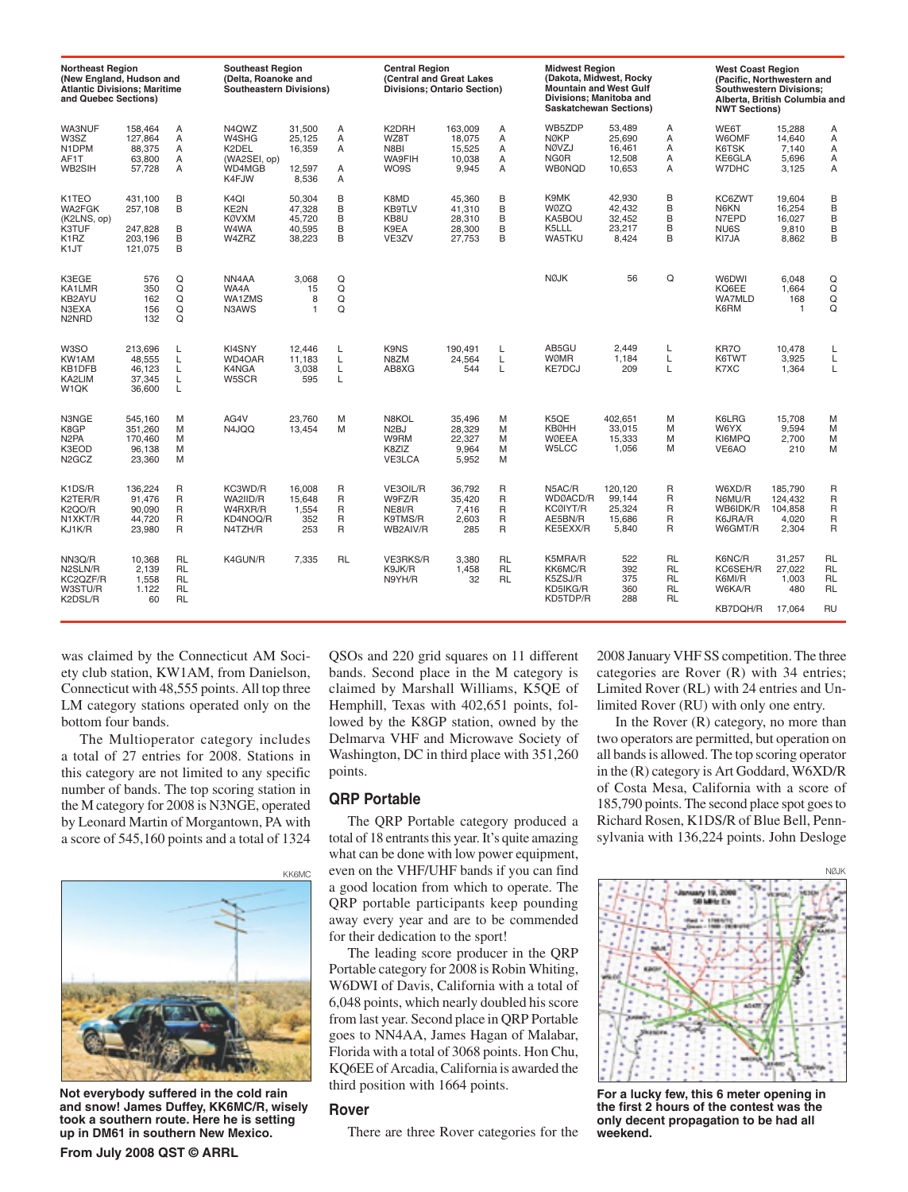| Northeast Region (New England, Hudson and Atlantic Divisions; Maritime and Quebec Sections) | | | Southeast Region (Delta, Roanoke and Southeastern Divisions) | | | Central Region (Central and Great Lakes Divisions; Ontario Section) | | | Midwest Region (Dakota, Midwest, Rocky Mountain and West Gulf Divisions; Manitoba and Saskatchewan Sections) | | | West Coast Region (Pacific, Northwestern and Southwestern Divisions; Alberta, British Columbia and NWT Sections) | | |
|---|---|---|---|---|---|---|---|---|---|---|---|---|---|---|
| WA3NUF | 158,464 | A | N4QWZ | 31,500 | A | K2DRH | 163,009 | A | WB5ZDP | 53,489 | A | WE6T | 15,288 | A |
| W3SZ | 127,864 | A | W4SHG | 25,125 | A | WZ8T | 18,075 | A | NØKP | 25,690 | A | W6OMF | 14,640 | A |
| N1DPM | 88,375 | A | K2DEL | 16,359 | A | N8BI | 15,525 | A | NØVZJ | 16,461 | A | K6TSK | 7,140 | A |
| AF1T | 63,800 | A | (WA2SEI, op) | | | WA9FIH | 10,038 | A | NG0R | 12,508 | A | KE6GLA | 5,696 | A |
| WB2SIH | 57,728 | A | WD4MGB | 12,597 | A | WO9S | 9,945 | A | WB0NQD | 10,653 | A | W7DHC | 3,125 | A |
| | | | K4FJW | 8,536 | A | | | | | | | | | |
| K1TEO | 431,100 | B | K4QI | 50,304 | B | K8MD | 45,360 | B | K9MK | 42,930 | B | KC6ZWT | 19,604 | B |
| WA2FGK | 257,108 | B | KE2N | 47,328 | B | KB9TLV | 41,310 | B | WØZQ | 42,432 | B | N6KN | 16,254 | B |
| (K2LNS, op) | | | KØVXM | 45,720 | B | KB8U | 28,310 | B | KA5BOU | 32,452 | B | N7EPD | 16,027 | B |
| K3TUF | 247,828 | B | W4WA | 40,595 | B | K9EA | 28,300 | B | K5LLL | 23,217 | B | NU6S | 9,810 | B |
| K1RZ | 203,196 | B | W4ZRZ | 38,223 | B | VE3ZV | 27,753 | B | WA5TKU | 8,424 | B | KI7JA | 8,862 | B |
| K1JT | 121,075 | B | | | | | | | | | | | | |
| K3EGE | 576 | Q | NN4AA | 3,068 | Q | | | | NØJK | 56 | Q | W6DWI | 6,048 | Q |
| KA1LMR | 350 | Q | WA4A | 15 | Q | | | | | | | KQ6EE | 1,664 | Q |
| KB2AYU | 162 | Q | WA1ZMS | 8 | Q | | | | | | | WA7MLD | 168 | Q |
| N3EXA | 156 | Q | N3AWS | 1 | Q | | | | | | | K6RM | 1 | Q |
| N2NRD | 132 | Q | | | | | | | | | | | | |
| W3SO | 213,696 | L | KI4SNY | 12,446 | L | K9NS | 190,491 | L | AB5GU | 2,449 | L | KR7O | 10,478 | L |
| KW1AM | 48,555 | L | WD4OAR | 11,183 | L | N8ZM | 24,564 | L | WØMR | 1,184 | L | K6TWT | 3,925 | L |
| KB1DFB | 46,123 | L | K4NGA | 3,038 | L | AB8XG | 544 | L | KE7DCJ | 209 | L | K7XC | 1,364 | L |
| KA2LIM | 37,345 | L | W5SCR | 595 | L | | | | | | | | | |
| W1QK | 36,600 | L | | | | | | | | | | | | |
| N3NGE | 545,160 | M | AG4V | 23,760 | M | N8KOL | 35,496 | M | K5QE | 402,651 | M | K6LRG | 15,708 | M |
| K8GP | 351,260 | M | N4JQQ | 13,454 | M | N2BJ | 28,329 | M | KBØHH | 33,015 | M | W6YX | 9,594 | M |
| N2PA | 170,460 | M | | | | W9RM | 22,327 | M | WØEEA | 15,333 | M | KI6MPQ | 2,700 | M |
| K3EOD | 96,138 | M | | | | K8ZIZ | 9,964 | M | W5LCC | 1,056 | M | VE6AO | 210 | M |
| N2GCZ | 23,360 | M | | | | VE3LCA | 5,952 | M | | | | | | |
| K1DS/R | 136,224 | R | KC3WD/R | 16,008 | R | VE3OIL/R | 36,792 | R | N5AC/R | 120,120 | R | W6XD/R | 185,790 | R |
| K2TER/R | 91,476 | R | WA2IID/R | 15,648 | R | W9FZ/R | 35,420 | R | WDØACD/R | 99,144 | R | N6MU/R | 124,432 | R |
| K2QO/R | 90,090 | R | W4RXR/R | 1,554 | R | NE8I/R | 7,416 | R | KCØIYT/R | 25,324 | R | WB6IDK/R | 104,858 | R |
| N1XKT/R | 44,720 | R | KD4NOQ/R | 352 | R | K9TMS/R | 2,603 | R | AE5BN/R | 15,686 | R | K6JRA/R | 4,020 | R |
| KJ1K/R | 23,980 | R | N4TZH/R | 253 | R | WB2AIV/R | 285 | R | KE5EXX/R | 5,840 | R | W6GMT/R | 2,304 | R |
| NN3Q/R | 10,368 | RL | K4GUN/R | 7,335 | RL | VE3RKS/R | 3,380 | RL | K5MRA/R | 522 | RL | K6NC/R | 31,257 | RL |
| N2SLN/R | 2,139 | RL | | | | K9JK/R | 1,458 | RL | KK6MC/R | 392 | RL | KC6SEH/R | 27,022 | RL |
| KC2QZF/R | 1,558 | RL | | | | N9YH/R | 32 | RL | K5ZSJ/R | 375 | RL | K6MI/R | 1,003 | RL |
| W3STU/R | 1.122 | RL | | | | | | | KD5IKG/R | 360 | RL | W6KA/R | 480 | RL |
| K2DSL/R | 60 | RL | | | | | | | KD5TDP/R | 288 | RL | | | |
| | | | | | | | | | | | | KB7DQH/R | 17,064 | RU |

was claimed by the Connecticut AM Society club station, KW1AM, from Danielson, Connecticut with 48,555 points. All top three LM category stations operated only on the bottom four bands.

The Multioperator category includes a total of 27 entries for 2008. Stations in this category are not limited to any specific number of bands. The top scoring station in the M category for 2008 is N3NGE, operated by Leonard Martin of Morgantown, PA with a score of 545,160 points and a total of 1324 QSOs and 220 grid squares on 11 different bands. Second place in the M category is claimed by Marshall Williams, K5QE of Hemphill, Texas with 402,651 points, followed by the K8GP station, owned by the Delmarva VHF and Microwave Society of Washington, DC in third place with 351,260 points.

KK6MC

Not everybody suffered in the cold rain and snow! James Duffey, KK6MC/R, wisely took a southern route. Here he is setting up in DM61 in southern New Mexico.

## QRP Portable

The QRP Portable category produced a total of 18 entrants this year. It's quite amazing what can be done with low power equipment, even on the VHF/UHF bands if you can find a good location from which to operate. The QRP portable participants keep pounding away every year and are to be commended for their dedication to the sport!

The leading score producer in the QRP Portable category for 2008 is Robin Whiting, W6DWI of Davis, California with a total of 6,048 points, which nearly doubled his score from last year. Second place in QRP Portable goes to NN4AA, James Hagan of Malabar, Florida with a total of 3068 points. Hon Chu, KQ6EE of Arcadia, California is awarded the third position with 1664 points.

## Rover

There are three Rover categories for the 2008 January VHF SS competition. The three categories are Rover (R) with 34 entries; Limited Rover (RL) with 24 entries and Unlimited Rover (RU) with only one entry.

In the Rover (R) category, no more than two operators are permitted, but operation on all bands is allowed. The top scoring operator in the (R) category is Art Goddard, W6XD/R of Costa Mesa, California with a score of 185,790 points. The second place spot goes to Richard Rosen, K1DS/R of Blue Bell, Pennsylvania with 136,224 points. John Desloge

NØJK

For a lucky few, this 6 meter opening in the first 2 hours of the contest was the only decent propagation to be had all weekend.

**From July 2008 QST © ARRL**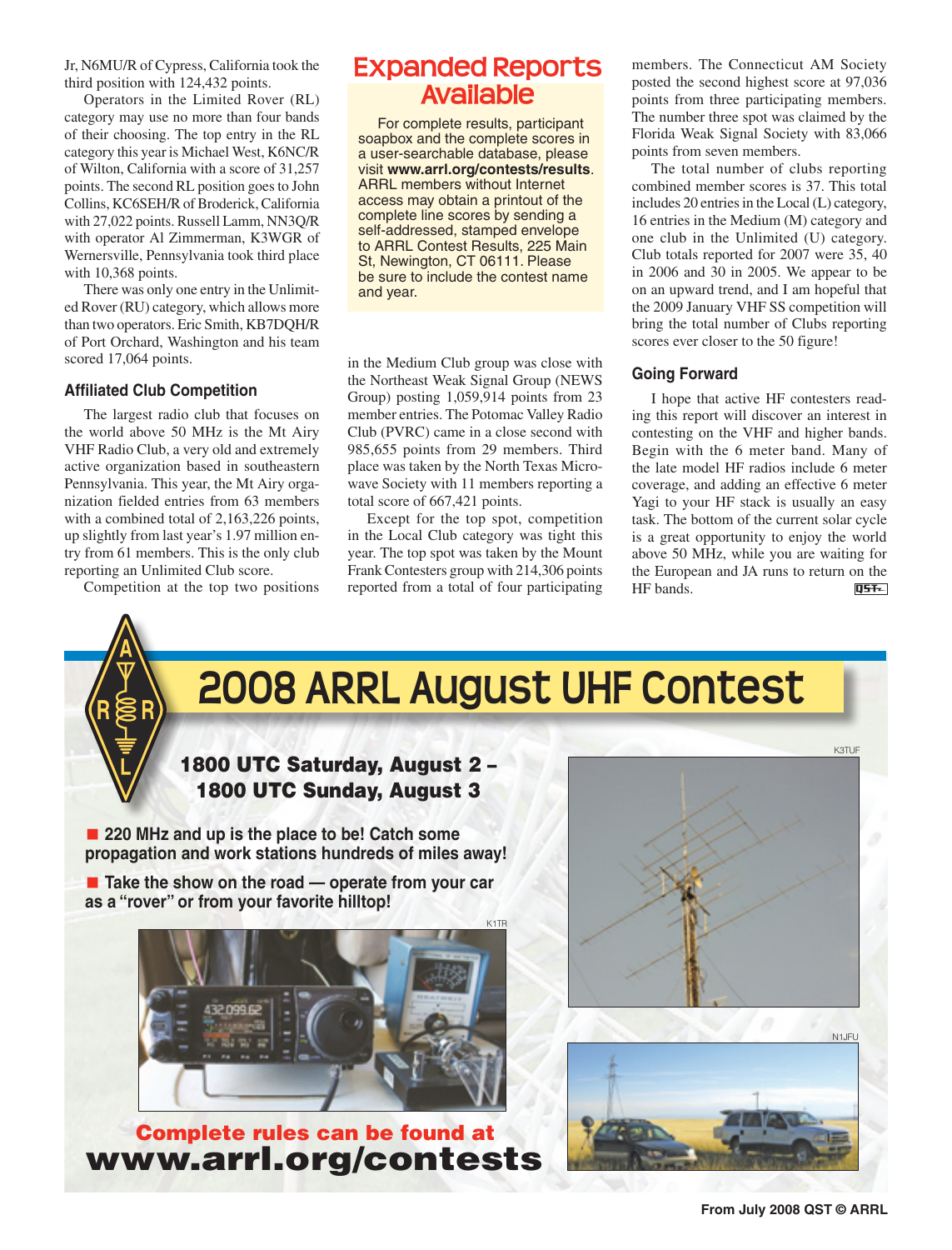Jr, N6MU/R of Cypress, California took the third position with 124,432 points.

Operators in the Limited Rover (RL) category may use no more than four bands of their choosing. The top entry in the RL category this year is Michael West, K6NC/R of Wilton, California with a score of 31,257 points. The second RL position goes to John Collins, KC6SEH/R of Broderick, California with 27,022 points. Russell Lamm, NN3Q/R with operator Al Zimmerman, K3WGR of Wernersville, Pennsylvania took third place with 10,368 points.

There was only one entry in the Unlimited Rover (RU) category, which allows more than two operators. Eric Smith, KB7DQH/R of Port Orchard, Washington and his team scored 17,064 points.

### Affiliated Club Competition

The largest radio club that focuses on the world above 50 MHz is the Mt Airy VHF Radio Club, a very old and extremely active organization based in southeastern Pennsylvania. This year, the Mt Airy organization fielded entries from 63 members with a combined total of 2,163,226 points, up slightly from last year's 1.97 million entry from 61 members. This is the only club reporting an Unlimited Club score.

Competition at the top two positions in the Medium Club group was close with the Northeast Weak Signal Group (NEWS Group) posting 1,059,914 points from 23 member entries. The Potomac Valley Radio Club (PVRC) came in a close second with 985,655 points from 29 members. Third place was taken by the North Texas Microwave Society with 11 members reporting a total score of 667,421 points.

Except for the top spot, competition in the Local Club category was tight this year. The top spot was taken by the Mount Frank Contesters group with 214,306 points reported from a total of four participating members. The Connecticut AM Society posted the second highest score at 97,036 points from three participating members. The number three spot was claimed by the Florida Weak Signal Society with 83,066 points from seven members.

The total number of clubs reporting combined member scores is 37. This total includes 20 entries in the Local (L) category, 16 entries in the Medium (M) category and one club in the Unlimited (U) category. Club totals reported for 2007 were 35, 40 in 2006 and 30 in 2005. We appear to be on an upward trend, and I am hopeful that the 2009 January VHF SS competition will bring the total number of Clubs reporting scores ever closer to the 50 figure!

### Going Forward

I hope that active HF contesters reading this report will discover an interest in contesting on the VHF and higher bands. Many of the late model HF radios include 6 meter coverage, and adding an effective 6 meter Yagi to your HF stack is usually an easy task. The bottom of the current solar cycle is a great opportunity to enjoy the world above 50 MHz, while you are waiting for the European and JA runs to return on the HF bands.

## Expanded Reports Available

For complete results, participant soapbox and the complete scores in a user-searchable database, please visit **www.arrl.org/contests/results**. ARRL members without Internet access may obtain a printout of the complete line scores by sending a self-addressed, stamped envelope to ARRL Contest Results, 225 Main St, Newington, CT 06111. Please be sure to include the contest name and year.

## 2008 ARRL August UHF Contest

**1800 UTC Saturday, August 2 – 1800 UTC Sunday, August 3**

- **220 MHz and up is the place to be! Catch some propagation and work stations hundreds of miles away!**
- **Take the show on the road — operate from your car as a "rover" or from your favorite hilltop!**

K1TR

K3TUF

N1JFU

**Complete rules can be found at**
**www.arrl.org/contests**

From July 2008 QST © ARRL